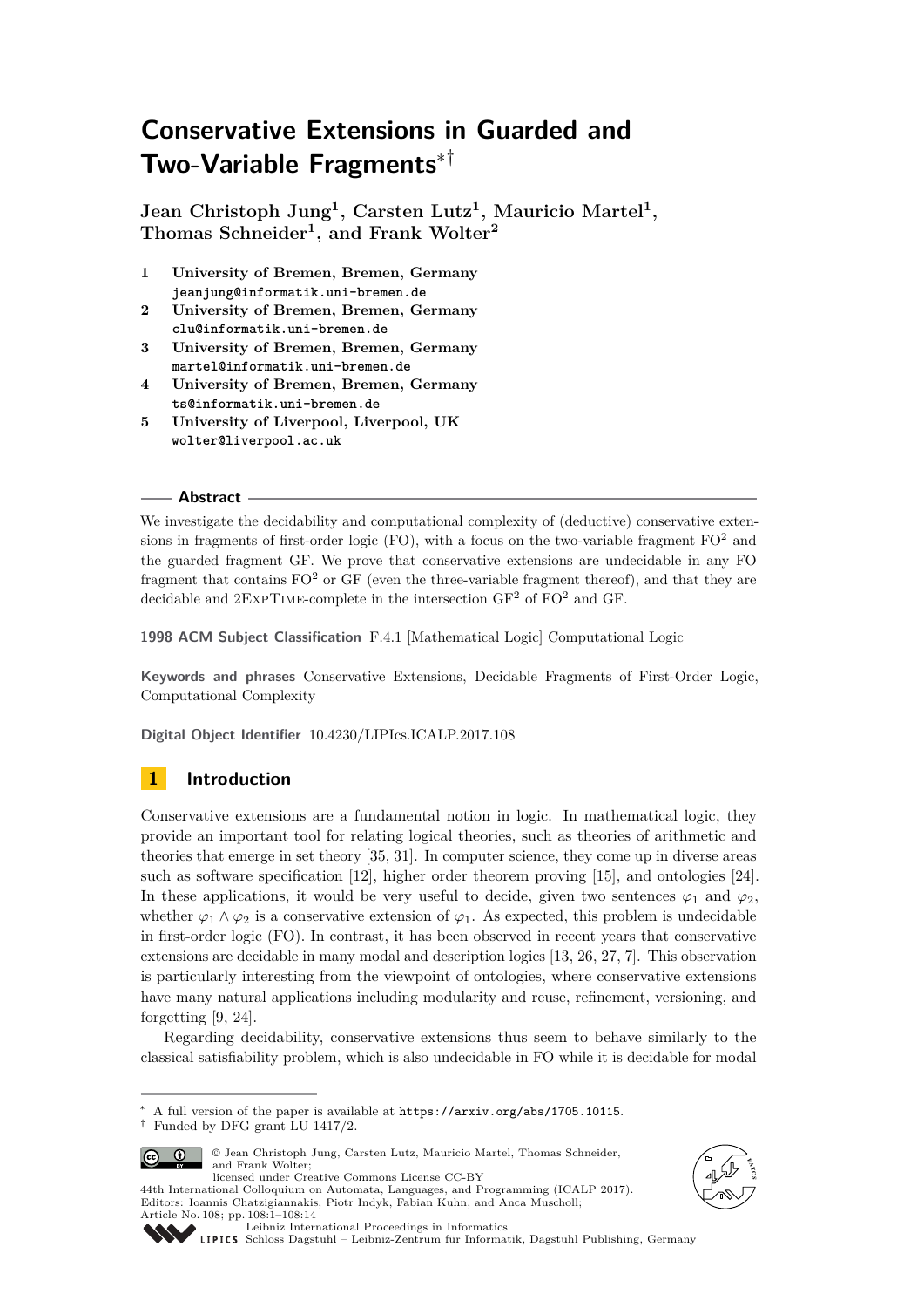# Conservative Extensions in Guarded and Two-Variable Fragments[*][†]

**Jean Christoph Jung[1], Carsten Lutz[1], Mauricio Martel[1], Thomas Schneider[1], and Frank Wolter[2]**

1. **University of Bremen, Bremen, Germany**
   `jeanjung@informatik.uni-bremen.de`
2. **University of Bremen, Bremen, Germany**
   `clu@informatik.uni-bremen.de`
3. **University of Bremen, Bremen, Germany**
   `martel@informatik.uni-bremen.de`
4. **University of Bremen, Bremen, Germany**
   `ts@informatik.uni-bremen.de`
5. **University of Liverpool, Liverpool, UK**
   `wolter@liverpool.ac.uk`

## Abstract

We investigate the decidability and computational complexity of (deductive) conservative extensions in fragments of first-order logic (FO), with a focus on the two-variable fragment $\mathrm{FO}^2$ and the guarded fragment GF. We prove that conservative extensions are undecidable in any FO fragment that contains $\mathrm{FO}^2$ or GF (even the three-variable fragment thereof), and that they are decidable and 2ExpTime-complete in the intersection $\mathrm{GF}^2$ of $\mathrm{FO}^2$ and GF.

**1998 ACM Subject Classification** F.4.1 [Mathematical Logic] Computational Logic

**Keywords and phrases** Conservative Extensions, Decidable Fragments of First-Order Logic, Computational Complexity

**Digital Object Identifier** 10.4230/LIPIcs.ICALP.2017.108

## 1 Introduction

Conservative extensions are a fundamental notion in logic. In mathematical logic, they provide an important tool for relating logical theories, such as theories of arithmetic and theories that emerge in set theory [35, 31]. In computer science, they come up in diverse areas such as software specification [12], higher order theorem proving [15], and ontologies [24]. In these applications, it would be very useful to decide, given two sentences $\varphi_1$ and $\varphi_2$, whether $\varphi_1 \wedge \varphi_2$ is a conservative extension of $\varphi_1$. As expected, this problem is undecidable in first-order logic (FO). In contrast, it has been observed in recent years that conservative extensions are decidable in many modal and description logics [13, 26, 27, 7]. This observation is particularly interesting from the viewpoint of ontologies, where conservative extensions have many natural applications including modularity and reuse, refinement, versioning, and forgetting [9, 24].

Regarding decidability, conservative extensions thus seem to behave similarly to the classical satisfiability problem, which is also undecidable in FO while it is decidable for modal

---

[*] A full version of the paper is available at `https://arxiv.org/abs/1705.10115`.

[†] Funded by DFG grant LU 1417/2.

© Jean Christoph Jung, Carsten Lutz, Mauricio Martel, Thomas Schneider, and Frank Wolter; licensed under Creative Commons License CC-BY

44th International Colloquium on Automata, Languages, and Programming (ICALP 2017).
Editors: Ioannis Chatzigiannakis, Piotr Indyk, Fabian Kuhn, and Anca Muscholl;
Article No. 108; pp. 108:1–108:14

Leibniz International Proceedings in Informatics
LIPICS Schloss Dagstuhl – Leibniz-Zentrum für Informatik, Dagstuhl Publishing, Germany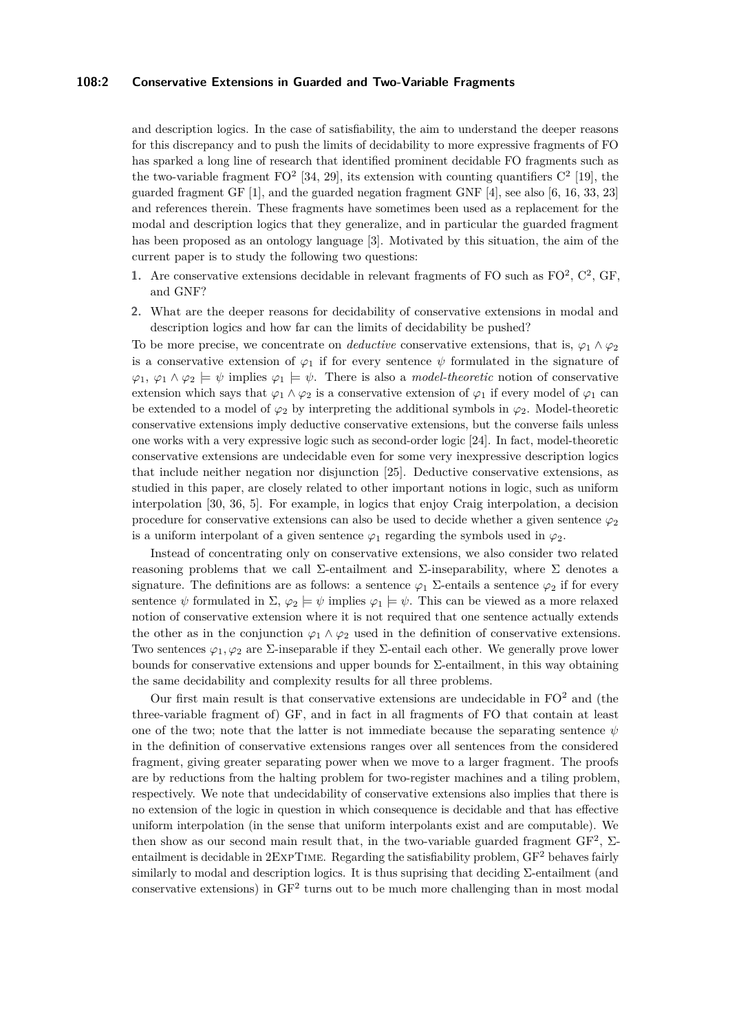and description logics. In the case of satisfiability, the aim to understand the deeper reasons for this discrepancy and to push the limits of decidability to more expressive fragments of FO has sparked a long line of research that identified prominent decidable FO fragments such as the two-variable fragment $\text{FO}^2$ [34, 29], its extension with counting quantifiers $\text{C}^2$ [19], the guarded fragment GF [1], and the guarded negation fragment GNF [4], see also [6, 16, 33, 23] and references therein. These fragments have sometimes been used as a replacement for the modal and description logics that they generalize, and in particular the guarded fragment has been proposed as an ontology language [3]. Motivated by this situation, the aim of the current paper is to study the following two questions:

1. Are conservative extensions decidable in relevant fragments of FO such as $\text{FO}^2$, $\text{C}^2$, GF, and GNF?
2. What are the deeper reasons for decidability of conservative extensions in modal and description logics and how far can the limits of decidability be pushed?

To be more precise, we concentrate on *deductive* conservative extensions, that is, $\varphi_1 \wedge \varphi_2$ is a conservative extension of $\varphi_1$ if for every sentence $\psi$ formulated in the signature of $\varphi_1$, $\varphi_1 \wedge \varphi_2 \models \psi$ implies $\varphi_1 \models \psi$. There is also a *model-theoretic* notion of conservative extension which says that $\varphi_1 \wedge \varphi_2$ is a conservative extension of $\varphi_1$ if every model of $\varphi_1$ can be extended to a model of $\varphi_2$ by interpreting the additional symbols in $\varphi_2$. Model-theoretic conservative extensions imply deductive conservative extensions, but the converse fails unless one works with a very expressive logic such as second-order logic [24]. In fact, model-theoretic conservative extensions are undecidable even for some very inexpressive description logics that include neither negation nor disjunction [25]. Deductive conservative extensions, as studied in this paper, are closely related to other important notions in logic, such as uniform interpolation [30, 36, 5]. For example, in logics that enjoy Craig interpolation, a decision procedure for conservative extensions can also be used to decide whether a given sentence $\varphi_2$ is a uniform interpolant of a given sentence $\varphi_1$ regarding the symbols used in $\varphi_2$.

Instead of concentrating only on conservative extensions, we also consider two related reasoning problems that we call $\Sigma$-entailment and $\Sigma$-inseparability, where $\Sigma$ denotes a signature. The definitions are as follows: a sentence $\varphi_1$ $\Sigma$-entails a sentence $\varphi_2$ if for every sentence $\psi$ formulated in $\Sigma$, $\varphi_2 \models \psi$ implies $\varphi_1 \models \psi$. This can be viewed as a more relaxed notion of conservative extension where it is not required that one sentence actually extends the other as in the conjunction $\varphi_1 \wedge \varphi_2$ used in the definition of conservative extensions. Two sentences $\varphi_1, \varphi_2$ are $\Sigma$-inseparable if they $\Sigma$-entail each other. We generally prove lower bounds for conservative extensions and upper bounds for $\Sigma$-entailment, in this way obtaining the same decidability and complexity results for all three problems.

Our first main result is that conservative extensions are undecidable in $\text{FO}^2$ and (the three-variable fragment of) GF, and in fact in all fragments of FO that contain at least one of the two; note that the latter is not immediate because the separating sentence $\psi$ in the definition of conservative extensions ranges over all sentences from the considered fragment, giving greater separating power when we move to a larger fragment. The proofs are by reductions from the halting problem for two-register machines and a tiling problem, respectively. We note that undecidability of conservative extensions also implies that there is no extension of the logic in question in which consequence is decidable and that has effective uniform interpolation (in the sense that uniform interpolants exist and are computable). We then show as our second main result that, in the two-variable guarded fragment $\text{GF}^2$, $\Sigma$-entailment is decidable in 2ExpTime. Regarding the satisfiability problem, $\text{GF}^2$ behaves fairly similarly to modal and description logics. It is thus suprising that deciding $\Sigma$-entailment (and conservative extensions) in $\text{GF}^2$ turns out to be much more challenging than in most modal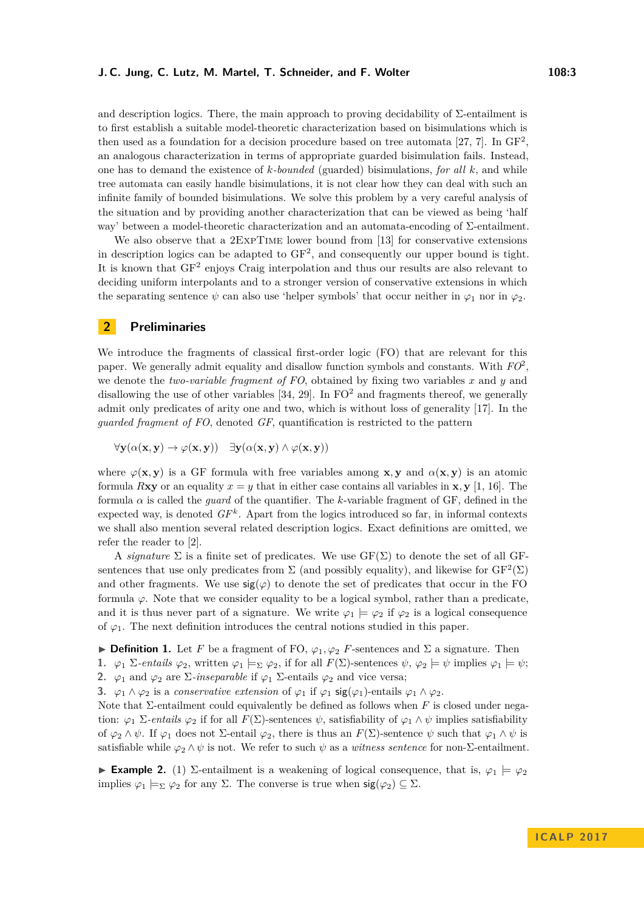and description logics. There, the main approach to proving decidability of Σ-entailment is to first establish a suitable model-theoretic characterization based on bisimulations which is then used as a foundation for a decision procedure based on tree automata [27, 7]. In $\mathrm{GF}^2$, an analogous characterization in terms of appropriate guarded bisimulation fails. Instead, one has to demand the existence of *k-bounded* (guarded) bisimulations, *for all k*, and while tree automata can easily handle bisimulations, it is not clear how they can deal with such an infinite family of bounded bisimulations. We solve this problem by a very careful analysis of the situation and by providing another characterization that can be viewed as being 'half way' between a model-theoretic characterization and an automata-encoding of Σ-entailment.

We also observe that a 2ExpTime lower bound from [13] for conservative extensions in description logics can be adapted to $\mathrm{GF}^2$, and consequently our upper bound is tight. It is known that $\mathrm{GF}^2$ enjoys Craig interpolation and thus our results are also relevant to deciding uniform interpolants and to a stronger version of conservative extensions in which the separating sentence $\psi$ can also use 'helper symbols' that occur neither in $\varphi_1$ nor in $\varphi_2$.

## 2 Preliminaries

We introduce the fragments of classical first-order logic (FO) that are relevant for this paper. We generally admit equality and disallow function symbols and constants. With *FO*$^2$, we denote the *two-variable fragment of FO*, obtained by fixing two variables $x$ and $y$ and disallowing the use of other variables [34, 29]. In $\mathrm{FO}^2$ and fragments thereof, we generally admit only predicates of arity one and two, which is without loss of generality [17]. In the *guarded fragment of FO*, denoted *GF*, quantification is restricted to the pattern

$$\forall \mathbf{y}(\alpha(\mathbf{x},\mathbf{y}) \rightarrow \varphi(\mathbf{x},\mathbf{y})) \quad \exists \mathbf{y}(\alpha(\mathbf{x},\mathbf{y}) \wedge \varphi(\mathbf{x},\mathbf{y}))$$

where $\varphi(\mathbf{x},\mathbf{y})$ is a GF formula with free variables among $\mathbf{x},\mathbf{y}$ and $\alpha(\mathbf{x},\mathbf{y})$ is an atomic formula $R\mathbf{xy}$ or an equality $x = y$ that in either case contains all variables in $\mathbf{x},\mathbf{y}$ [1, 16]. The formula $\alpha$ is called the *guard* of the quantifier. The $k$-variable fragment of GF, defined in the expected way, is denoted *GF*$^k$. Apart from the logics introduced so far, in informal contexts we shall also mention several related description logics. Exact definitions are omitted, we refer the reader to [2].

A *signature* Σ is a finite set of predicates. We use GF(Σ) to denote the set of all GF-sentences that use only predicates from Σ (and possibly equality), and likewise for $\mathrm{GF}^2(\Sigma)$ and other fragments. We use $\mathsf{sig}(\varphi)$ to denote the set of predicates that occur in the FO formula $\varphi$. Note that we consider equality to be a logical symbol, rather than a predicate, and it is thus never part of a signature. We write $\varphi_1 \models \varphi_2$ if $\varphi_2$ is a logical consequence of $\varphi_1$. The next definition introduces the central notions studied in this paper.

▶ **Definition 1.** Let $F$ be a fragment of FO, $\varphi_1, \varphi_2$ $F$-sentences and Σ a signature. Then

1. $\varphi_1$ *Σ-entails* $\varphi_2$, written $\varphi_1 \models_\Sigma \varphi_2$, if for all $F(\Sigma)$-sentences $\psi$, $\varphi_2 \models \psi$ implies $\varphi_1 \models \psi$;
2. $\varphi_1$ and $\varphi_2$ are *Σ-inseparable* if $\varphi_1$ Σ-entails $\varphi_2$ and vice versa;
3. $\varphi_1 \wedge \varphi_2$ is a *conservative extension* of $\varphi_1$ if $\varphi_1$ $\mathsf{sig}(\varphi_1)$-entails $\varphi_1 \wedge \varphi_2$.

Note that Σ-entailment could equivalently be defined as follows when $F$ is closed under negation: $\varphi_1$ *Σ-entails* $\varphi_2$ if for all $F(\Sigma)$-sentences $\psi$, satisfiability of $\varphi_1 \wedge \psi$ implies satisfiability of $\varphi_2 \wedge \psi$. If $\varphi_1$ does not Σ-entail $\varphi_2$, there is thus an $F(\Sigma)$-sentence $\psi$ such that $\varphi_1 \wedge \psi$ is satisfiable while $\varphi_2 \wedge \psi$ is not. We refer to such $\psi$ as a *witness sentence* for non-Σ-entailment.

▶ **Example 2.** (1) Σ-entailment is a weakening of logical consequence, that is, $\varphi_1 \models \varphi_2$ implies $\varphi_1 \models_\Sigma \varphi_2$ for any Σ. The converse is true when $\mathsf{sig}(\varphi_2) \subseteq \Sigma$.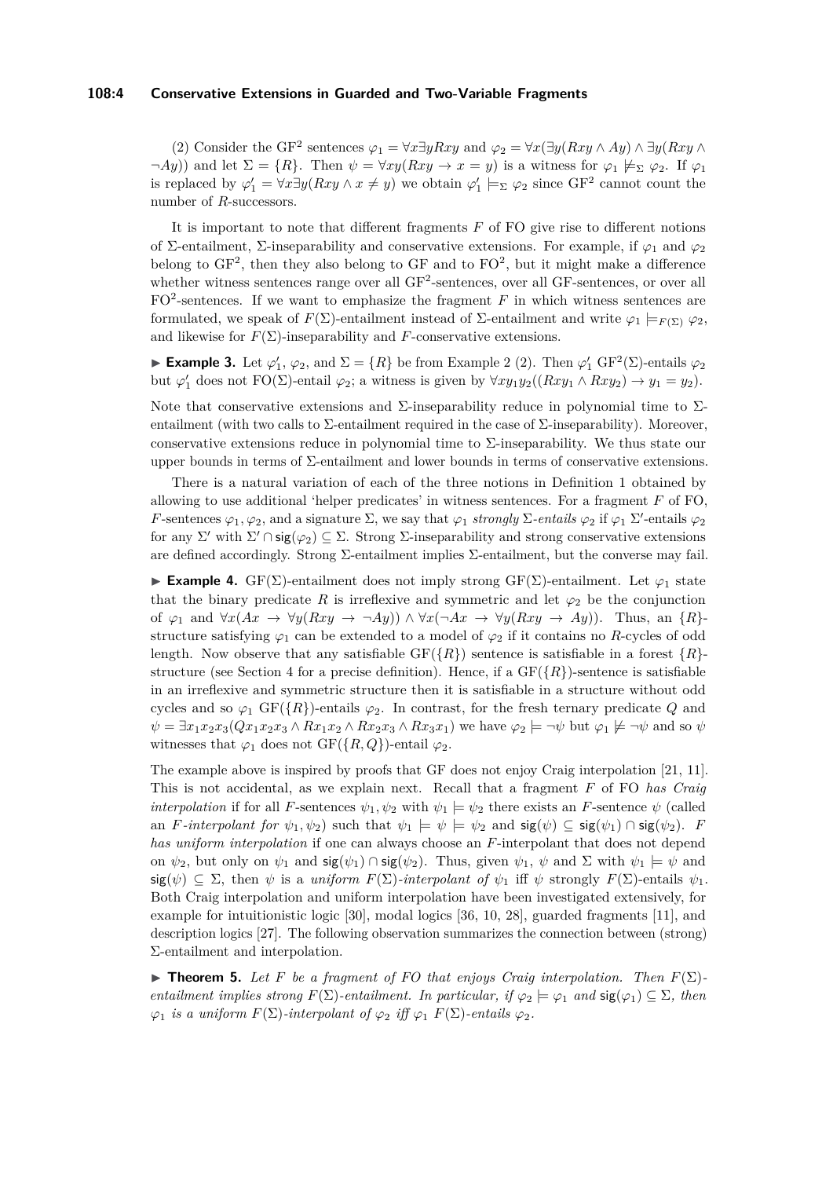(2) Consider the $\mathrm{GF}^2$ sentences $\varphi_1 = \forall x \exists y Rxy$ and $\varphi_2 = \forall x(\exists y(Rxy \wedge Ay) \wedge \exists y(Rxy \wedge \neg Ay))$ and let $\Sigma = \{R\}$. Then $\psi = \forall xy(Rxy \rightarrow x = y)$ is a witness for $\varphi_1 \not\models_\Sigma \varphi_2$. If $\varphi_1$ is replaced by $\varphi_1' = \forall x \exists y(Rxy \wedge x \neq y)$ we obtain $\varphi_1' \models_\Sigma \varphi_2$ since $\mathrm{GF}^2$ cannot count the number of $R$-successors.

It is important to note that different fragments $F$ of FO give rise to different notions of $\Sigma$-entailment, $\Sigma$-inseparability and conservative extensions. For example, if $\varphi_1$ and $\varphi_2$ belong to $\mathrm{GF}^2$, then they also belong to GF and to $\mathrm{FO}^2$, but it might make a difference whether witness sentences range over all $\mathrm{GF}^2$-sentences, over all GF-sentences, or over all $\mathrm{FO}^2$-sentences. If we want to emphasize the fragment $F$ in which witness sentences are formulated, we speak of $F(\Sigma)$-entailment instead of $\Sigma$-entailment and write $\varphi_1 \models_{F(\Sigma)} \varphi_2$, and likewise for $F(\Sigma)$-inseparability and $F$-conservative extensions.

▶ **Example 3.** Let $\varphi_1'$, $\varphi_2$, and $\Sigma = \{R\}$ be from Example 2 (2). Then $\varphi_1'$ $\mathrm{GF}^2(\Sigma)$-entails $\varphi_2$ but $\varphi_1'$ does not $\mathrm{FO}(\Sigma)$-entail $\varphi_2$; a witness is given by $\forall xy_1y_2((Rxy_1 \wedge Rxy_2) \rightarrow y_1 = y_2)$.

Note that conservative extensions and $\Sigma$-inseparability reduce in polynomial time to $\Sigma$-entailment (with two calls to $\Sigma$-entailment required in the case of $\Sigma$-inseparability). Moreover, conservative extensions reduce in polynomial time to $\Sigma$-inseparability. We thus state our upper bounds in terms of $\Sigma$-entailment and lower bounds in terms of conservative extensions.

There is a natural variation of each of the three notions in Definition 1 obtained by allowing to use additional 'helper predicates' in witness sentences. For a fragment $F$ of FO, $F$-sentences $\varphi_1, \varphi_2$, and a signature $\Sigma$, we say that $\varphi_1$ *strongly $\Sigma$-entails* $\varphi_2$ if $\varphi_1$ $\Sigma'$-entails $\varphi_2$ for any $\Sigma'$ with $\Sigma' \cap \mathsf{sig}(\varphi_2) \subseteq \Sigma$. Strong $\Sigma$-inseparability and strong conservative extensions are defined accordingly. Strong $\Sigma$-entailment implies $\Sigma$-entailment, but the converse may fail.

▶ **Example 4.** $\mathrm{GF}(\Sigma)$-entailment does not imply strong $\mathrm{GF}(\Sigma)$-entailment. Let $\varphi_1$ state that the binary predicate $R$ is irreflexive and symmetric and let $\varphi_2$ be the conjunction of $\varphi_1$ and $\forall x(Ax \rightarrow \forall y(Rxy \rightarrow \neg Ay)) \wedge \forall x(\neg Ax \rightarrow \forall y(Rxy \rightarrow Ay))$. Thus, an $\{R\}$-structure satisfying $\varphi_1$ can be extended to a model of $\varphi_2$ if it contains no $R$-cycles of odd length. Now observe that any satisfiable $\mathrm{GF}(\{R\})$ sentence is satisfiable in a forest $\{R\}$-structure (see Section 4 for a precise definition). Hence, if a $\mathrm{GF}(\{R\})$-sentence is satisfiable in an irreflexive and symmetric structure then it is satisfiable in a structure without odd cycles and so $\varphi_1$ $\mathrm{GF}(\{R\})$-entails $\varphi_2$. In contrast, for the fresh ternary predicate $Q$ and $\psi = \exists x_1x_2x_3(Qx_1x_2x_3 \wedge Rx_1x_2 \wedge Rx_2x_3 \wedge Rx_3x_1)$ we have $\varphi_2 \models \neg\psi$ but $\varphi_1 \not\models \neg\psi$ and so $\psi$ witnesses that $\varphi_1$ does not $\mathrm{GF}(\{R, Q\})$-entail $\varphi_2$.

The example above is inspired by proofs that GF does not enjoy Craig interpolation [21, 11]. This is not accidental, as we explain next. Recall that a fragment $F$ of FO *has Craig interpolation* if for all $F$-sentences $\psi_1, \psi_2$ with $\psi_1 \models \psi_2$ there exists an $F$-sentence $\psi$ (called an *$F$-interpolant for* $\psi_1, \psi_2$) such that $\psi_1 \models \psi \models \psi_2$ and $\mathsf{sig}(\psi) \subseteq \mathsf{sig}(\psi_1) \cap \mathsf{sig}(\psi_2)$. $F$ *has uniform interpolation* if one can always choose an $F$-interpolant that does not depend on $\psi_2$, but only on $\psi_1$ and $\mathsf{sig}(\psi_1) \cap \mathsf{sig}(\psi_2)$. Thus, given $\psi_1$, $\psi$ and $\Sigma$ with $\psi_1 \models \psi$ and $\mathsf{sig}(\psi) \subseteq \Sigma$, then $\psi$ is a *uniform $F(\Sigma)$-interpolant of* $\psi_1$ iff $\psi$ strongly $F(\Sigma)$-entails $\psi_1$. Both Craig interpolation and uniform interpolation have been investigated extensively, for example for intuitionistic logic [30], modal logics [36, 10, 28], guarded fragments [11], and description logics [27]. The following observation summarizes the connection between (strong) $\Sigma$-entailment and interpolation.

▶ **Theorem 5.** *Let $F$ be a fragment of FO that enjoys Craig interpolation. Then $F(\Sigma)$-entailment implies strong $F(\Sigma)$-entailment. In particular, if $\varphi_2 \models \varphi_1$ and $\mathsf{sig}(\varphi_1) \subseteq \Sigma$, then $\varphi_1$ is a uniform $F(\Sigma)$-interpolant of $\varphi_2$ iff $\varphi_1$ $F(\Sigma)$-entails $\varphi_2$.*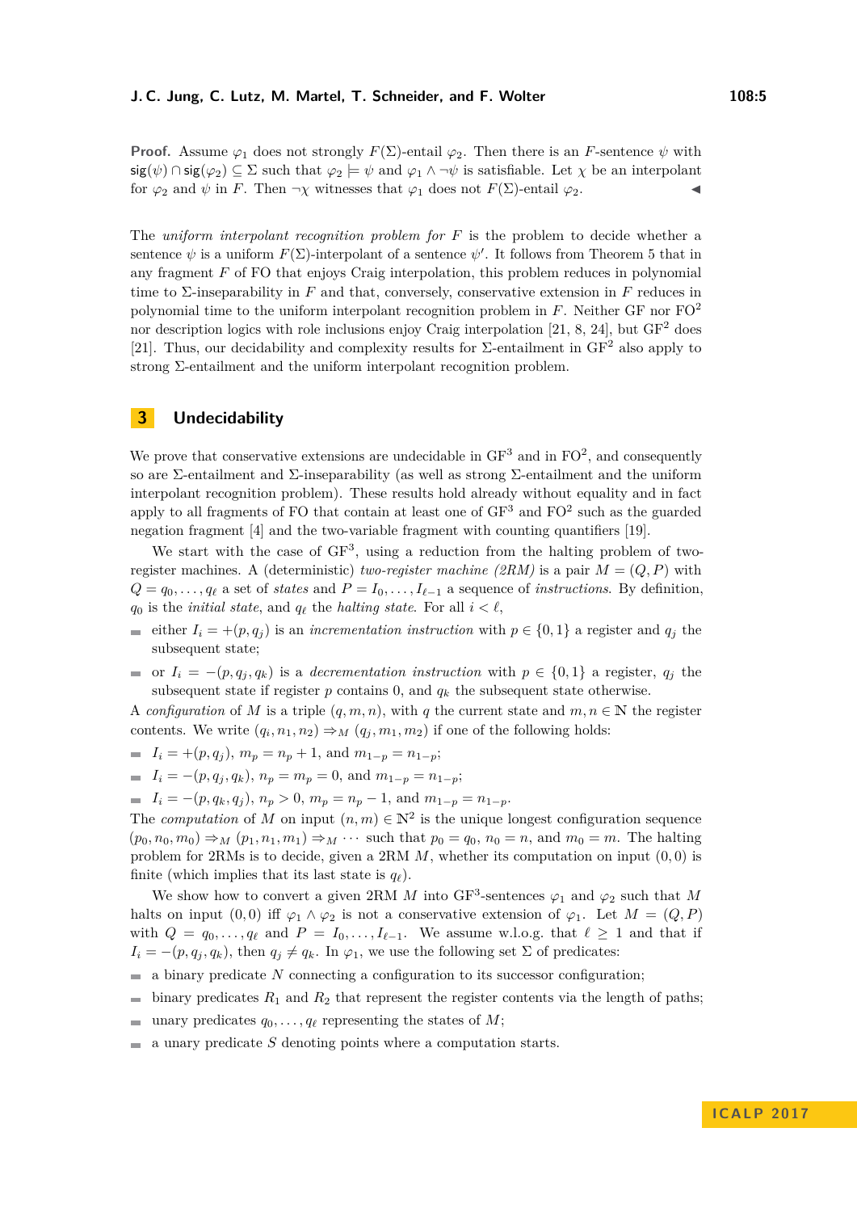**Proof.** Assume $\varphi_1$ does not strongly $F(\Sigma)$-entail $\varphi_2$. Then there is an $F$-sentence $\psi$ with $\mathsf{sig}(\psi) \cap \mathsf{sig}(\varphi_2) \subseteq \Sigma$ such that $\varphi_2 \models \psi$ and $\varphi_1 \wedge \neg\psi$ is satisfiable. Let $\chi$ be an interpolant for $\varphi_2$ and $\psi$ in $F$. Then $\neg\chi$ witnesses that $\varphi_1$ does not $F(\Sigma)$-entail $\varphi_2$. ◀

The *uniform interpolant recognition problem for* $F$ is the problem to decide whether a sentence $\psi$ is a uniform $F(\Sigma)$-interpolant of a sentence $\psi'$. It follows from Theorem 5 that in any fragment $F$ of FO that enjoys Craig interpolation, this problem reduces in polynomial time to $\Sigma$-inseparability in $F$ and that, conversely, conservative extension in $F$ reduces in polynomial time to the uniform interpolant recognition problem in $F$. Neither GF nor $\text{FO}^2$ nor description logics with role inclusions enjoy Craig interpolation [21, 8, 24], but $\text{GF}^2$ does [21]. Thus, our decidability and complexity results for $\Sigma$-entailment in $\text{GF}^2$ also apply to strong $\Sigma$-entailment and the uniform interpolant recognition problem.

# 3 Undecidability

We prove that conservative extensions are undecidable in $\text{GF}^3$ and in $\text{FO}^2$, and consequently so are $\Sigma$-entailment and $\Sigma$-inseparability (as well as strong $\Sigma$-entailment and the uniform interpolant recognition problem). These results hold already without equality and in fact apply to all fragments of FO that contain at least one of $\text{GF}^3$ and $\text{FO}^2$ such as the guarded negation fragment [4] and the two-variable fragment with counting quantifiers [19].

We start with the case of $\text{GF}^3$, using a reduction from the halting problem of two-register machines. A (deterministic) *two-register machine (2RM)* is a pair $M = (Q, P)$ with $Q = q_0, \dots, q_\ell$ a set of *states* and $P = I_0, \dots, I_{\ell-1}$ a sequence of *instructions*. By definition, $q_0$ is the *initial state*, and $q_\ell$ the *halting state*. For all $i < \ell$,

- either $I_i = +(p, q_j)$ is an *incrementation instruction* with $p \in \{0, 1\}$ a register and $q_j$ the subsequent state;
- or $I_i = -(p, q_j, q_k)$ is a *decrementation instruction* with $p \in \{0, 1\}$ a register, $q_j$ the subsequent state if register $p$ contains 0, and $q_k$ the subsequent state otherwise.

A *configuration* of $M$ is a triple $(q, m, n)$, with $q$ the current state and $m, n \in \mathbb{N}$ the register contents. We write $(q_i, n_1, n_2) \Rightarrow_M (q_j, m_1, m_2)$ if one of the following holds:

- $I_i = +(p, q_j)$, $m_p = n_p + 1$, and $m_{1-p} = n_{1-p}$;
- $I_i = -(p, q_j, q_k)$, $n_p = m_p = 0$, and $m_{1-p} = n_{1-p}$;
- $I_i = -(p, q_k, q_j)$, $n_p > 0$, $m_p = n_p - 1$, and $m_{1-p} = n_{1-p}$.

The *computation* of $M$ on input $(n, m) \in \mathbb{N}^2$ is the unique longest configuration sequence $(p_0, n_0, m_0) \Rightarrow_M (p_1, n_1, m_1) \Rightarrow_M \cdots$ such that $p_0 = q_0$, $n_0 = n$, and $m_0 = m$. The halting problem for 2RMs is to decide, given a 2RM $M$, whether its computation on input $(0, 0)$ is finite (which implies that its last state is $q_\ell$).

We show how to convert a given 2RM $M$ into $\text{GF}^3$-sentences $\varphi_1$ and $\varphi_2$ such that $M$ halts on input $(0, 0)$ iff $\varphi_1 \wedge \varphi_2$ is not a conservative extension of $\varphi_1$. Let $M = (Q, P)$ with $Q = q_0, \dots, q_\ell$ and $P = I_0, \dots, I_{\ell-1}$. We assume w.l.o.g. that $\ell \geq 1$ and that if $I_i = -(p, q_j, q_k)$, then $q_j \neq q_k$. In $\varphi_1$, we use the following set $\Sigma$ of predicates:

- a binary predicate $N$ connecting a configuration to its successor configuration;
- binary predicates $R_1$ and $R_2$ that represent the register contents via the length of paths;
- unary predicates $q_0, \dots, q_\ell$ representing the states of $M$;
- a unary predicate $S$ denoting points where a computation starts.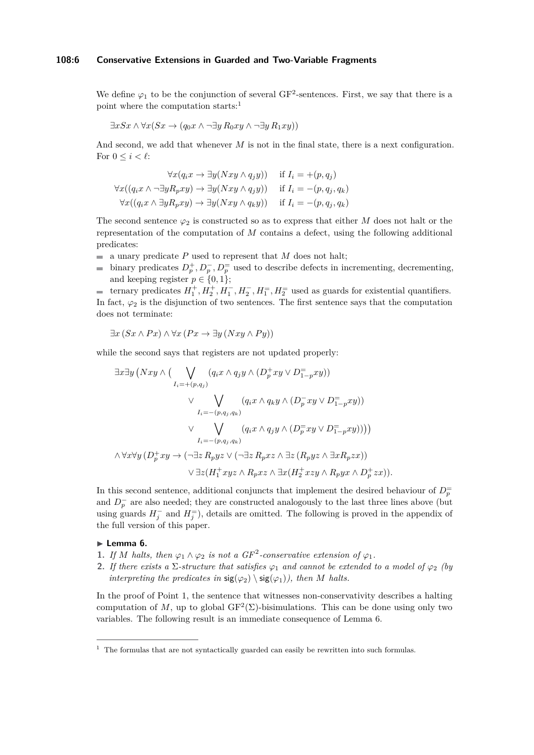We define $\varphi_1$ to be the conjunction of several GF$^2$-sentences. First, we say that there is a point where the computation starts:[1]

$$\exists x Sx \wedge \forall x(Sx \to (q_0 x \wedge \neg\exists y\, R_0 xy \wedge \neg\exists y\, R_1 xy))$$

And second, we add that whenever $M$ is not in the final state, there is a next configuration. For $0 \leq i < \ell$:

$$\begin{aligned}
\forall x(q_i x \to \exists y(Nxy \wedge q_j y)) \quad & \text{if } I_i = +(p, q_j) \\
\forall x((q_i x \wedge \neg\exists y R_p xy) \to \exists y(Nxy \wedge q_j y)) \quad & \text{if } I_i = -(p, q_j, q_k) \\
\forall x((q_i x \wedge \exists y R_p xy) \to \exists y(Nxy \wedge q_k y)) \quad & \text{if } I_i = -(p, q_j, q_k)
\end{aligned}$$

The second sentence $\varphi_2$ is constructed so as to express that either $M$ does not halt or the representation of the computation of $M$ contains a defect, using the following additional predicates:

- a unary predicate $P$ used to represent that $M$ does not halt;
- binary predicates $D_p^+, D_p^-, D_p^=$ used to describe defects in incrementing, decrementing, and keeping register $p \in \{0, 1\}$;
- ternary predicates $H_1^+, H_2^+, H_1^-, H_2^-, H_1^=, H_2^=$ used as guards for existential quantifiers.

In fact, $\varphi_2$ is the disjunction of two sentences. The first sentence says that the computation does not terminate:

$$\exists x\, (Sx \wedge Px) \wedge \forall x\, (Px \to \exists y\, (Nxy \wedge Py))$$

while the second says that registers are not updated properly:

$$\begin{aligned}
\exists x \exists y \big(Nxy \wedge ( & \bigvee_{I_i = +(p,q_j)} (q_i x \wedge q_j y \wedge (D_p^+ xy \vee D_{1-p}^= xy)) \\
& \vee \bigvee_{I_i = -(p,q_j,q_k)} (q_i x \wedge q_k y \wedge (D_p^- xy \vee D_{1-p}^= xy)) \\
& \vee \bigvee_{I_i = -(p,q_j,q_k)} (q_i x \wedge q_j y \wedge (D_p^= xy \vee D_{1-p}^= xy))\big)\big) \\
\wedge \forall x \forall y\, (D_p^+ xy \to & (\neg\exists z\, R_p yz \vee (\neg\exists z\, R_p xz \wedge \exists z\, (R_p yz \wedge \exists x R_p zx)) \\
& \vee \exists z (H_1^+ xyz \wedge R_p xz \wedge \exists x (H_2^+ xzy \wedge R_p yx \wedge D_p^+ zx)).
\end{aligned}$$

In this second sentence, additional conjuncts that implement the desired behaviour of $D_p^=$ and $D_p^-$ are also needed; they are constructed analogously to the last three lines above (but using guards $H_j^-$ and $H_j^=$), details are omitted. The following is proved in the appendix of the full version of this paper.

▶ **Lemma 6.**

1. *If $M$ halts, then $\varphi_1 \wedge \varphi_2$ is not a GF$^2$-conservative extension of $\varphi_1$.*
2. *If there exists a $\Sigma$-structure that satisfies $\varphi_1$ and cannot be extended to a model of $\varphi_2$ (by interpreting the predicates in $\mathsf{sig}(\varphi_2) \setminus \mathsf{sig}(\varphi_1)$), then $M$ halts.*

In the proof of Point 1, the sentence that witnesses non-conservativity describes a halting computation of $M$, up to global GF$^2(\Sigma)$-bisimulations. This can be done using only two variables. The following result is an immediate consequence of Lemma 6.

---

[1] The formulas that are not syntactically guarded can easily be rewritten into such formulas.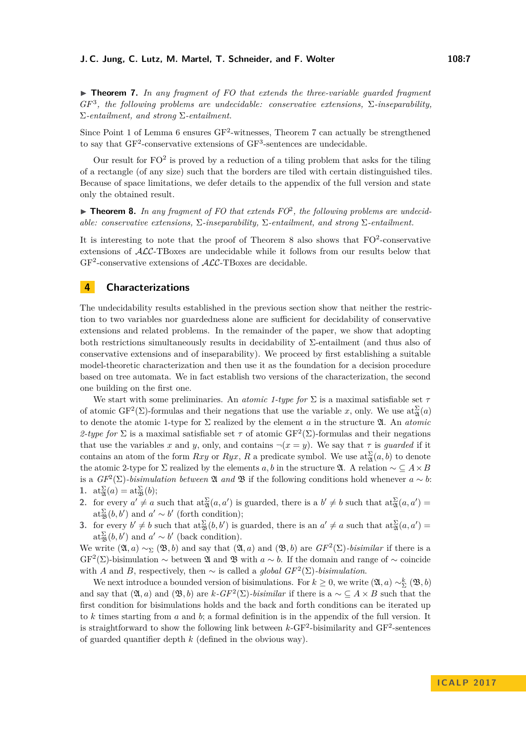▶ **Theorem 7.** *In any fragment of FO that extends the three-variable guarded fragment $GF^3$, the following problems are undecidable: conservative extensions, $\Sigma$-inseparability, $\Sigma$-entailment, and strong $\Sigma$-entailment.*

Since Point 1 of Lemma 6 ensures $\mathrm{GF}^2$-witnesses, Theorem 7 can actually be strengthened to say that $\mathrm{GF}^2$-conservative extensions of $\mathrm{GF}^3$-sentences are undecidable.

Our result for $\mathrm{FO}^2$ is proved by a reduction of a tiling problem that asks for the tiling of a rectangle (of any size) such that the borders are tiled with certain distinguished tiles. Because of space limitations, we defer details to the appendix of the full version and state only the obtained result.

▶ **Theorem 8.** *In any fragment of FO that extends $FO^2$, the following problems are undecidable: conservative extensions, $\Sigma$-inseparability, $\Sigma$-entailment, and strong $\Sigma$-entailment.*

It is interesting to note that the proof of Theorem 8 also shows that $\mathrm{FO}^2$-conservative extensions of $\mathcal{ALC}$-TBoxes are undecidable while it follows from our results below that $\mathrm{GF}^2$-conservative extensions of $\mathcal{ALC}$-TBoxes are decidable.

## 4 Characterizations

The undecidability results established in the previous section show that neither the restriction to two variables nor guardedness alone are sufficient for decidability of conservative extensions and related problems. In the remainder of the paper, we show that adopting both restrictions simultaneously results in decidability of $\Sigma$-entailment (and thus also of conservative extensions and of inseparability). We proceed by first establishing a suitable model-theoretic characterization and then use it as the foundation for a decision procedure based on tree automata. We in fact establish two versions of the characterization, the second one building on the first one.

We start with some preliminaries. An *atomic 1-type for* $\Sigma$ is a maximal satisfiable set $\tau$ of atomic $\mathrm{GF}^2(\Sigma)$-formulas and their negations that use the variable $x$, only. We use $\mathrm{at}^{\Sigma}_{\mathfrak{A}}(a)$ to denote the atomic 1-type for $\Sigma$ realized by the element $a$ in the structure $\mathfrak{A}$. An *atomic 2-type for* $\Sigma$ is a maximal satisfiable set $\tau$ of atomic $\mathrm{GF}^2(\Sigma)$-formulas and their negations that use the variables $x$ and $y$, only, and contains $\neg(x = y)$. We say that $\tau$ is *guarded* if it contains an atom of the form $Rxy$ or $Ryx$, $R$ a predicate symbol. We use $\mathrm{at}^{\Sigma}_{\mathfrak{A}}(a, b)$ to denote the atomic 2-type for $\Sigma$ realized by the elements $a, b$ in the structure $\mathfrak{A}$. A relation $\sim\, \subseteq A \times B$ is a *$GF^2(\Sigma)$-bisimulation between* $\mathfrak{A}$ *and* $\mathfrak{B}$ if the following conditions hold whenever $a \sim b$:

1. $\mathrm{at}^{\Sigma}_{\mathfrak{A}}(a) = \mathrm{at}^{\Sigma}_{\mathfrak{B}}(b)$;
2. for every $a' \neq a$ such that $\mathrm{at}^{\Sigma}_{\mathfrak{A}}(a, a')$ is guarded, there is a $b' \neq b$ such that $\mathrm{at}^{\Sigma}_{\mathfrak{A}}(a, a') = \mathrm{at}^{\Sigma}_{\mathfrak{B}}(b, b')$ and $a' \sim b'$ (forth condition);
3. for every $b' \neq b$ such that $\mathrm{at}^{\Sigma}_{\mathfrak{B}}(b, b')$ is guarded, there is an $a' \neq a$ such that $\mathrm{at}^{\Sigma}_{\mathfrak{A}}(a, a') = \mathrm{at}^{\Sigma}_{\mathfrak{B}}(b, b')$ and $a' \sim b'$ (back condition).

We write $(\mathfrak{A}, a) \sim_{\Sigma} (\mathfrak{B}, b)$ and say that $(\mathfrak{A}, a)$ and $(\mathfrak{B}, b)$ are *$GF^2(\Sigma)$-bisimilar* if there is a $\mathrm{GF}^2(\Sigma)$-bisimulation $\sim$ between $\mathfrak{A}$ and $\mathfrak{B}$ with $a \sim b$. If the domain and range of $\sim$ coincide with $A$ and $B$, respectively, then $\sim$ is called a *global $GF^2(\Sigma)$-bisimulation*.

We next introduce a bounded version of bisimulations. For $k \geq 0$, we write $(\mathfrak{A}, a) \sim^{k}_{\Sigma} (\mathfrak{B}, b)$ and say that $(\mathfrak{A}, a)$ and $(\mathfrak{B}, b)$ are *$k$-$GF^2(\Sigma)$-bisimilar* if there is a $\sim\, \subseteq A \times B$ such that the first condition for bisimulations holds and the back and forth conditions can be iterated up to $k$ times starting from $a$ and $b$; a formal definition is in the appendix of the full version. It is straightforward to show the following link between $k$-$\mathrm{GF}^2$-bisimilarity and $\mathrm{GF}^2$-sentences of guarded quantifier depth $k$ (defined in the obvious way).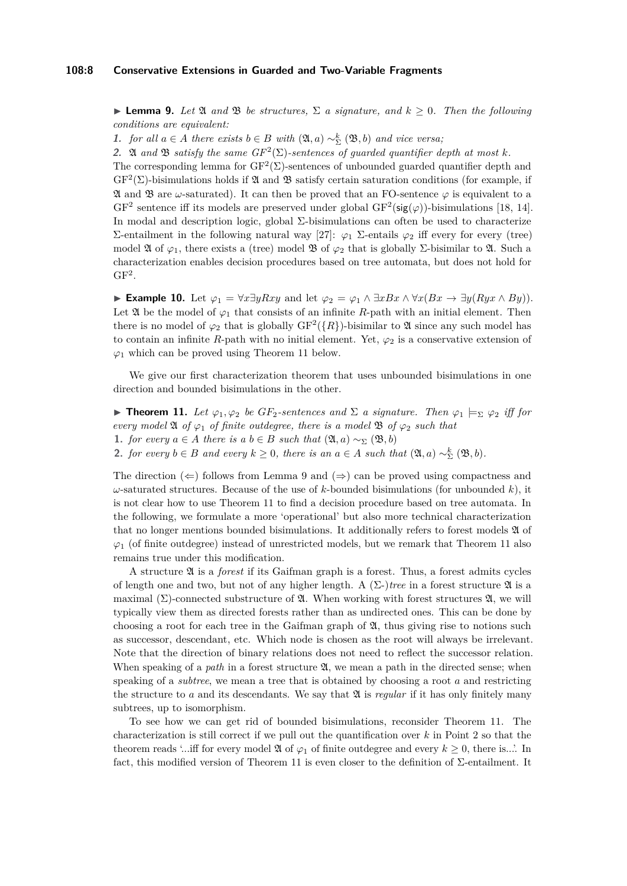▶ **Lemma 9.** *Let $\mathfrak{A}$ and $\mathfrak{B}$ be structures, $\Sigma$ a signature, and $k \geq 0$. Then the following conditions are equivalent:*

*1. for all $a \in A$ there exists $b \in B$ with $(\mathfrak{A}, a) \sim^k_\Sigma (\mathfrak{B}, b)$ and vice versa;*

*2. $\mathfrak{A}$ and $\mathfrak{B}$ satisfy the same $GF^2(\Sigma)$-sentences of guarded quantifier depth at most $k$.*

The corresponding lemma for $\mathrm{GF}^2(\Sigma)$-sentences of unbounded guarded quantifier depth and $\mathrm{GF}^2(\Sigma)$-bisimulations holds if $\mathfrak{A}$ and $\mathfrak{B}$ satisfy certain saturation conditions (for example, if $\mathfrak{A}$ and $\mathfrak{B}$ are $\omega$-saturated). It can then be proved that an FO-sentence $\varphi$ is equivalent to a $\mathrm{GF}^2$ sentence iff its models are preserved under global $\mathrm{GF}^2(\mathsf{sig}(\varphi))$-bisimulations [18, 14]. In modal and description logic, global $\Sigma$-bisimulations can often be used to characterize $\Sigma$-entailment in the following natural way [27]: $\varphi_1$ $\Sigma$-entails $\varphi_2$ iff every for every (tree) model $\mathfrak{A}$ of $\varphi_1$, there exists a (tree) model $\mathfrak{B}$ of $\varphi_2$ that is globally $\Sigma$-bisimilar to $\mathfrak{A}$. Such a characterization enables decision procedures based on tree automata, but does not hold for $\mathrm{GF}^2$.

▶ **Example 10.** Let $\varphi_1 = \forall x \exists y Rxy$ and let $\varphi_2 = \varphi_1 \wedge \exists x Bx \wedge \forall x(Bx \rightarrow \exists y(Ryx \wedge By))$. Let $\mathfrak{A}$ be the model of $\varphi_1$ that consists of an infinite $R$-path with an initial element. Then there is no model of $\varphi_2$ that is globally $\mathrm{GF}^2(\{R\})$-bisimilar to $\mathfrak{A}$ since any such model has to contain an infinite $R$-path with no initial element. Yet, $\varphi_2$ is a conservative extension of $\varphi_1$ which can be proved using Theorem 11 below.

We give our first characterization theorem that uses unbounded bisimulations in one direction and bounded bisimulations in the other.

▶ **Theorem 11.** *Let $\varphi_1, \varphi_2$ be $GF_2$-sentences and $\Sigma$ a signature. Then $\varphi_1 \models_\Sigma \varphi_2$ iff for every model $\mathfrak{A}$ of $\varphi_1$ of finite outdegree, there is a model $\mathfrak{B}$ of $\varphi_2$ such that*

1. *for every $a \in A$ there is a $b \in B$ such that $(\mathfrak{A}, a) \sim_\Sigma (\mathfrak{B}, b)$*
2. *for every $b \in B$ and every $k \geq 0$, there is an $a \in A$ such that $(\mathfrak{A}, a) \sim^k_\Sigma (\mathfrak{B}, b)$.*

The direction ($\Leftarrow$) follows from Lemma 9 and ($\Rightarrow$) can be proved using compactness and $\omega$-saturated structures. Because of the use of $k$-bounded bisimulations (for unbounded $k$), it is not clear how to use Theorem 11 to find a decision procedure based on tree automata. In the following, we formulate a more 'operational' but also more technical characterization that no longer mentions bounded bisimulations. It additionally refers to forest models $\mathfrak{A}$ of $\varphi_1$ (of finite outdegree) instead of unrestricted models, but we remark that Theorem 11 also remains true under this modification.

A structure $\mathfrak{A}$ is a *forest* if its Gaifman graph is a forest. Thus, a forest admits cycles of length one and two, but not of any higher length. A ($\Sigma$-)*tree* in a forest structure $\mathfrak{A}$ is a maximal ($\Sigma$)-connected substructure of $\mathfrak{A}$. When working with forest structures $\mathfrak{A}$, we will typically view them as directed forests rather than as undirected ones. This can be done by choosing a root for each tree in the Gaifman graph of $\mathfrak{A}$, thus giving rise to notions such as successor, descendant, etc. Which node is chosen as the root will always be irrelevant. Note that the direction of binary relations does not need to reflect the successor relation. When speaking of a *path* in a forest structure $\mathfrak{A}$, we mean a path in the directed sense; when speaking of a *subtree*, we mean a tree that is obtained by choosing a root $a$ and restricting the structure to $a$ and its descendants. We say that $\mathfrak{A}$ is *regular* if it has only finitely many subtrees, up to isomorphism.

To see how we can get rid of bounded bisimulations, reconsider Theorem 11. The characterization is still correct if we pull out the quantification over $k$ in Point 2 so that the theorem reads '...iff for every model $\mathfrak{A}$ of $\varphi_1$ of finite outdegree and every $k \geq 0$, there is...'. In fact, this modified version of Theorem 11 is even closer to the definition of $\Sigma$-entailment. It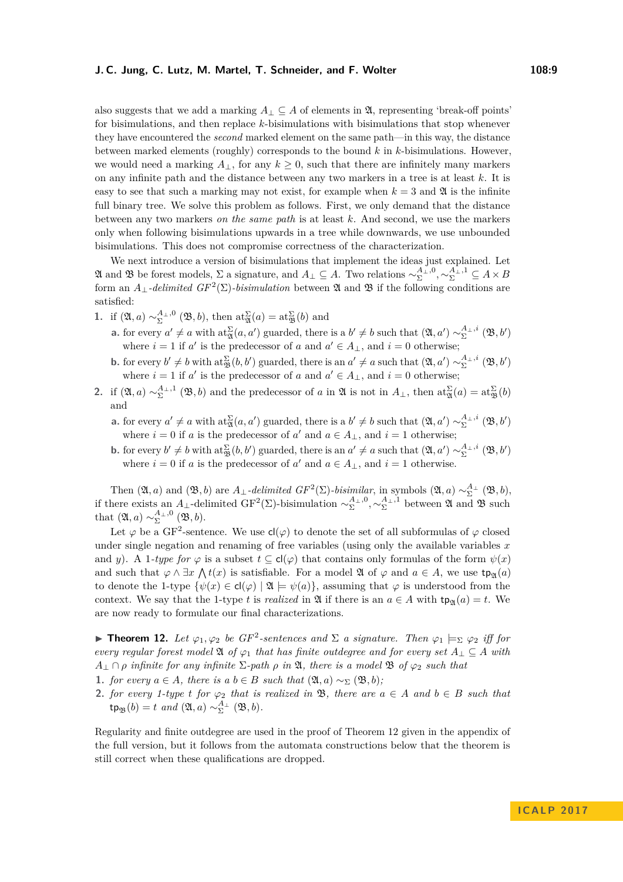also suggests that we add a marking $A_\perp \subseteq A$ of elements in $\mathfrak{A}$, representing 'break-off points' for bisimulations, and then replace $k$-bisimulations with bisimulations that stop whenever they have encountered the *second* marked element on the same path—in this way, the distance between marked elements (roughly) corresponds to the bound $k$ in $k$-bisimulations. However, we would need a marking $A_\perp$, for any $k \geq 0$, such that there are infinitely many markers on any infinite path and the distance between any two markers in a tree is at least $k$. It is easy to see that such a marking may not exist, for example when $k = 3$ and $\mathfrak{A}$ is the infinite full binary tree. We solve this problem as follows. First, we only demand that the distance between any two markers *on the same path* is at least $k$. And second, we use the markers only when following bisimulations upwards in a tree while downwards, we use unbounded bisimulations. This does not compromise correctness of the characterization.

We next introduce a version of bisimulations that implement the ideas just explained. Let $\mathfrak{A}$ and $\mathfrak{B}$ be forest models, $\Sigma$ a signature, and $A_\perp \subseteq A$. Two relations $\sim_\Sigma^{A_\perp,0}, \sim_\Sigma^{A_\perp,1} \subseteq A \times B$ form an *$A_\perp$-delimited $GF^2(\Sigma)$-bisimulation* between $\mathfrak{A}$ and $\mathfrak{B}$ if the following conditions are satisfied:

1. if $(\mathfrak{A}, a) \sim_\Sigma^{A_\perp,0} (\mathfrak{B}, b)$, then $\mathrm{at}^\Sigma_\mathfrak{A}(a) = \mathrm{at}^\Sigma_\mathfrak{B}(b)$ and
   - **a.** for every $a' \neq a$ with $\mathrm{at}^\Sigma_\mathfrak{A}(a, a')$ guarded, there is a $b' \neq b$ such that $(\mathfrak{A}, a') \sim_\Sigma^{A_\perp,i} (\mathfrak{B}, b')$ where $i = 1$ if $a'$ is the predecessor of $a$ and $a' \in A_\perp$, and $i = 0$ otherwise;
   - **b.** for every $b' \neq b$ with $\mathrm{at}^\Sigma_\mathfrak{B}(b, b')$ guarded, there is an $a' \neq a$ such that $(\mathfrak{A}, a') \sim_\Sigma^{A_\perp,i} (\mathfrak{B}, b')$ where $i = 1$ if $a'$ is the predecessor of $a$ and $a' \in A_\perp$, and $i = 0$ otherwise;
2. if $(\mathfrak{A}, a) \sim_\Sigma^{A_\perp,1} (\mathfrak{B}, b)$ and the predecessor of $a$ in $\mathfrak{A}$ is not in $A_\perp$, then $\mathrm{at}^\Sigma_\mathfrak{A}(a) = \mathrm{at}^\Sigma_\mathfrak{B}(b)$ and
   - **a.** for every $a' \neq a$ with $\mathrm{at}^\Sigma_\mathfrak{A}(a, a')$ guarded, there is a $b' \neq b$ such that $(\mathfrak{A}, a') \sim_\Sigma^{A_\perp,i} (\mathfrak{B}, b')$ where $i = 0$ if $a$ is the predecessor of $a'$ and $a \in A_\perp$, and $i = 1$ otherwise;
   - **b.** for every $b' \neq b$ with $\mathrm{at}^\Sigma_\mathfrak{B}(b, b')$ guarded, there is an $a' \neq a$ such that $(\mathfrak{A}, a') \sim_\Sigma^{A_\perp,i} (\mathfrak{B}, b')$ where $i = 0$ if $a$ is the predecessor of $a'$ and $a \in A_\perp$, and $i = 1$ otherwise.

Then $(\mathfrak{A}, a)$ and $(\mathfrak{B}, b)$ are *$A_\perp$-delimited $GF^2(\Sigma)$-bisimilar*, in symbols $(\mathfrak{A}, a) \sim_\Sigma^{A_\perp} (\mathfrak{B}, b)$, if there exists an $A_\perp$-delimited $\mathrm{GF}^2(\Sigma)$-bisimulation $\sim_\Sigma^{A_\perp,0}, \sim_\Sigma^{A_\perp,1}$ between $\mathfrak{A}$ and $\mathfrak{B}$ such that $(\mathfrak{A}, a) \sim_\Sigma^{A_\perp,0} (\mathfrak{B}, b)$.

Let $\varphi$ be a $\mathrm{GF}^2$-sentence. We use $\mathsf{cl}(\varphi)$ to denote the set of all subformulas of $\varphi$ closed under single negation and renaming of free variables (using only the available variables $x$ and $y$). A *1-type for* $\varphi$ is a subset $t \subseteq \mathsf{cl}(\varphi)$ that contains only formulas of the form $\psi(x)$ and such that $\varphi \wedge \exists x \bigwedge t(x)$ is satisfiable. For a model $\mathfrak{A}$ of $\varphi$ and $a \in A$, we use $\mathsf{tp}_\mathfrak{A}(a)$ to denote the 1-type $\{\psi(x) \in \mathsf{cl}(\varphi) \mid \mathfrak{A} \models \psi(a)\}$, assuming that $\varphi$ is understood from the context. We say that the 1-type $t$ is *realized* in $\mathfrak{A}$ if there is an $a \in A$ with $\mathsf{tp}_\mathfrak{A}(a) = t$. We are now ready to formulate our final characterizations.

▶ **Theorem 12.** *Let $\varphi_1, \varphi_2$ be $GF^2$-sentences and $\Sigma$ a signature. Then $\varphi_1 \models_\Sigma \varphi_2$ iff for every regular forest model $\mathfrak{A}$ of $\varphi_1$ that has finite outdegree and for every set $A_\perp \subseteq A$ with $A_\perp \cap \rho$ infinite for any infinite $\Sigma$-path $\rho$ in $\mathfrak{A}$, there is a model $\mathfrak{B}$ of $\varphi_2$ such that*

1. *for every $a \in A$, there is a $b \in B$ such that $(\mathfrak{A}, a) \sim_\Sigma (\mathfrak{B}, b)$;*
2. *for every 1-type $t$ for $\varphi_2$ that is realized in $\mathfrak{B}$, there are $a \in A$ and $b \in B$ such that $\mathsf{tp}_\mathfrak{B}(b) = t$ and $(\mathfrak{A}, a) \sim_\Sigma^{A_\perp} (\mathfrak{B}, b)$.*

Regularity and finite outdegree are used in the proof of Theorem 12 given in the appendix of the full version, but it follows from the automata constructions below that the theorem is still correct when these qualifications are dropped.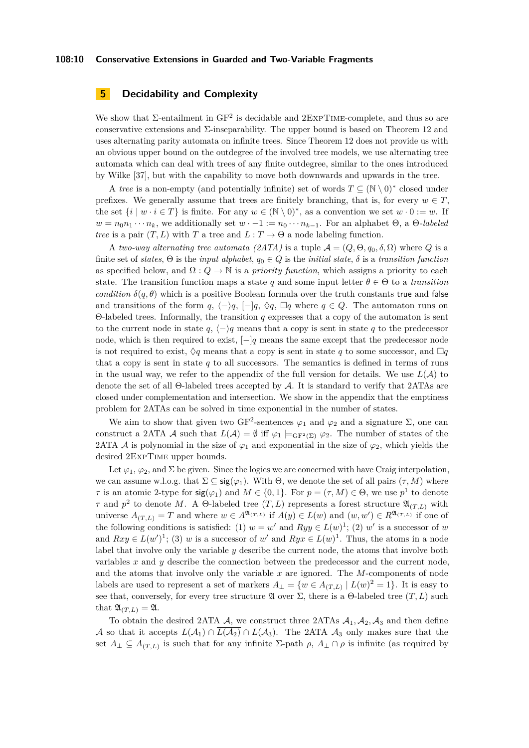# 5 Decidability and Complexity

We show that Σ-entailment in $\text{GF}^2$ is decidable and 2ExpTime-complete, and thus so are conservative extensions and Σ-inseparability. The upper bound is based on Theorem 12 and uses alternating parity automata on infinite trees. Since Theorem 12 does not provide us with an obvious upper bound on the outdegree of the involved tree models, we use alternating tree automata which can deal with trees of any finite outdegree, similar to the ones introduced by Wilke [37], but with the capability to move both downwards and upwards in the tree.

A *tree* is a non-empty (and potentially infinite) set of words $T \subseteq (\mathbb{N} \setminus 0)^*$ closed under prefixes. We generally assume that trees are finitely branching, that is, for every $w \in T$, the set $\{i \mid w \cdot i \in T\}$ is finite. For any $w \in (\mathbb{N} \setminus 0)^*$, as a convention we set $w \cdot 0 := w$. If $w = n_0 n_1 \cdots n_k$, we additionally set $w \cdot -1 := n_0 \cdots n_{k-1}$. For an alphabet $\Theta$, a *Θ-labeled tree* is a pair $(T, L)$ with $T$ a tree and $L : T \to \Theta$ a node labeling function.

A *two-way alternating tree automaton (2ATA)* is a tuple $\mathcal{A} = (Q, \Theta, q_0, \delta, \Omega)$ where $Q$ is a finite set of *states*, $\Theta$ is the *input alphabet*, $q_0 \in Q$ is the *initial state*, $\delta$ is a *transition function* as specified below, and $\Omega : Q \to \mathbb{N}$ is a *priority function*, which assigns a priority to each state. The transition function maps a state $q$ and some input letter $\theta \in \Theta$ to a *transition condition* $\delta(q, \theta)$ which is a positive Boolean formula over the truth constants true and false and transitions of the form $q$, $\langle - \rangle q$, $[-]q$, $\Diamond q$, $\Box q$ where $q \in Q$. The automaton runs on Θ-labeled trees. Informally, the transition $q$ expresses that a copy of the automaton is sent to the current node in state $q$, $\langle - \rangle q$ means that a copy is sent in state $q$ to the predecessor node, which is then required to exist, $[-]q$ means the same except that the predecessor node is not required to exist, $\Diamond q$ means that a copy is sent in state $q$ to some successor, and $\Box q$ that a copy is sent in state $q$ to all successors. The semantics is defined in terms of runs in the usual way, we refer to the appendix of the full version for details. We use $L(\mathcal{A})$ to denote the set of all Θ-labeled trees accepted by $\mathcal{A}$. It is standard to verify that 2ATAs are closed under complementation and intersection. We show in the appendix that the emptiness problem for 2ATAs can be solved in time exponential in the number of states.

We aim to show that given two $\text{GF}^2$-sentences $\varphi_1$ and $\varphi_2$ and a signature Σ, one can construct a 2ATA $\mathcal{A}$ such that $L(\mathcal{A}) = \emptyset$ iff $\varphi_1 \models_{\text{GF}^2(\Sigma)} \varphi_2$. The number of states of the 2ATA $\mathcal{A}$ is polynomial in the size of $\varphi_1$ and exponential in the size of $\varphi_2$, which yields the desired 2ExpTime upper bounds.

Let $\varphi_1$, $\varphi_2$, and Σ be given. Since the logics we are concerned with have Craig interpolation, we can assume w.l.o.g. that $\Sigma \subseteq \mathsf{sig}(\varphi_1)$. With Θ, we denote the set of all pairs $(\tau, M)$ where $\tau$ is an atomic 2-type for $\mathsf{sig}(\varphi_1)$ and $M \in \{0, 1\}$. For $p = (\tau, M) \in \Theta$, we use $p^1$ to denote $\tau$ and $p^2$ to denote $M$. A Θ-labeled tree $(T, L)$ represents a forest structure $\mathfrak{A}_{(T,L)}$ with universe $A_{(T,L)} = T$ and where $w \in A^{\mathfrak{A}_{(T,L)}}$ if $A(y) \in L(w)$ and $(w, w') \in R^{\mathfrak{A}_{(T,L)}}$ if one of the following conditions is satisfied: (1) $w = w'$ and $Ryy \in L(w)^1$; (2) $w'$ is a successor of $w$ and $Rxy \in L(w')^1$; (3) $w$ is a successor of $w'$ and $Ryx \in L(w)^1$. Thus, the atoms in a node label that involve only the variable $y$ describe the current node, the atoms that involve both variables $x$ and $y$ describe the connection between the predecessor and the current node, and the atoms that involve only the variable $x$ are ignored. The $M$-components of node labels are used to represent a set of markers $A_\perp = \{w \in A_{(T,L)} \mid L(w)^2 = 1\}$. It is easy to see that, conversely, for every tree structure $\mathfrak{A}$ over Σ, there is a Θ-labeled tree $(T, L)$ such that $\mathfrak{A}_{(T,L)} = \mathfrak{A}$.

To obtain the desired 2ATA $\mathcal{A}$, we construct three 2ATAs $\mathcal{A}_1, \mathcal{A}_2, \mathcal{A}_3$ and then define $\mathcal{A}$ so that it accepts $L(\mathcal{A}_1) \cap \overline{L(\mathcal{A}_2)} \cap L(\mathcal{A}_3)$. The 2ATA $\mathcal{A}_3$ only makes sure that the set $A_\perp \subseteq A_{(T,L)}$ is such that for any infinite Σ-path $\rho$, $A_\perp \cap \rho$ is infinite (as required by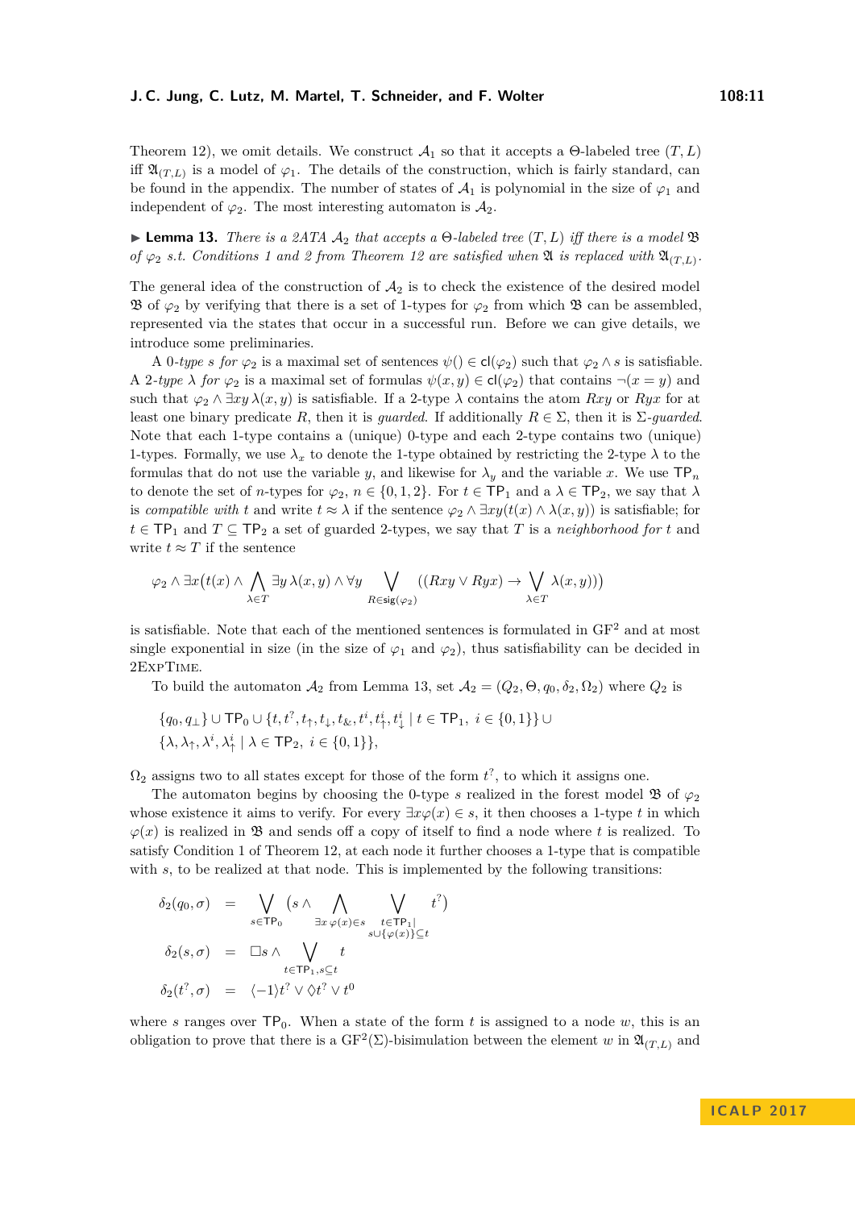Theorem 12), we omit details. We construct $\mathcal{A}_1$ so that it accepts a $\Theta$-labeled tree $(T, L)$ iff $\mathfrak{A}_{(T,L)}$ is a model of $\varphi_1$. The details of the construction, which is fairly standard, can be found in the appendix. The number of states of $\mathcal{A}_1$ is polynomial in the size of $\varphi_1$ and independent of $\varphi_2$. The most interesting automaton is $\mathcal{A}_2$.

▶ **Lemma 13.** *There is a 2ATA $\mathcal{A}_2$ that accepts a $\Theta$-labeled tree $(T, L)$ iff there is a model $\mathfrak{B}$ of $\varphi_2$ s.t. Conditions 1 and 2 from Theorem 12 are satisfied when $\mathfrak{A}$ is replaced with $\mathfrak{A}_{(T,L)}$.*

The general idea of the construction of $\mathcal{A}_2$ is to check the existence of the desired model $\mathfrak{B}$ of $\varphi_2$ by verifying that there is a set of 1-types for $\varphi_2$ from which $\mathfrak{B}$ can be assembled, represented via the states that occur in a successful run. Before we can give details, we introduce some preliminaries.

A *0-type $s$ for $\varphi_2$* is a maximal set of sentences $\psi() \in \mathsf{cl}(\varphi_2)$ such that $\varphi_2 \wedge s$ is satisfiable. A *2-type $\lambda$ for $\varphi_2$* is a maximal set of formulas $\psi(x, y) \in \mathsf{cl}(\varphi_2)$ that contains $\neg(x = y)$ and such that $\varphi_2 \wedge \exists xy\, \lambda(x, y)$ is satisfiable. If a 2-type $\lambda$ contains the atom $Rxy$ or $Ryx$ for at least one binary predicate $R$, then it is *guarded*. If additionally $R \in \Sigma$, then it is *$\Sigma$-guarded*. Note that each 1-type contains a (unique) 0-type and each 2-type contains two (unique) 1-types. Formally, we use $\lambda_x$ to denote the 1-type obtained by restricting the 2-type $\lambda$ to the formulas that do not use the variable $y$, and likewise for $\lambda_y$ and the variable $x$. We use $\mathsf{TP}_n$ to denote the set of $n$-types for $\varphi_2$, $n \in \{0, 1, 2\}$. For $t \in \mathsf{TP}_1$ and a $\lambda \in \mathsf{TP}_2$, we say that $\lambda$ is *compatible with* $t$ and write $t \approx \lambda$ if the sentence $\varphi_2 \wedge \exists xy(t(x) \wedge \lambda(x, y))$ is satisfiable; for $t \in \mathsf{TP}_1$ and $T \subseteq \mathsf{TP}_2$ a set of guarded 2-types, we say that $T$ is a *neighborhood for* $t$ and write $t \approx T$ if the sentence

$$\varphi_2 \wedge \exists x\big(t(x) \wedge \bigwedge_{\lambda \in T} \exists y\, \lambda(x, y) \wedge \forall y \bigvee_{R \in \mathsf{sig}(\varphi_2)} ((Rxy \vee Ryx) \rightarrow \bigvee_{\lambda \in T} \lambda(x, y))\big)$$

is satisfiable. Note that each of the mentioned sentences is formulated in $\mathrm{GF}^2$ and at most single exponential in size (in the size of $\varphi_1$ and $\varphi_2$), thus satisfiability can be decided in 2ExpTime.

To build the automaton $\mathcal{A}_2$ from Lemma 13, set $\mathcal{A}_2 = (Q_2, \Theta, q_0, \delta_2, \Omega_2)$ where $Q_2$ is

$$\{q_0, q_\perp\} \cup \mathsf{TP}_0 \cup \{t, t^?, t_\uparrow, t_\downarrow, t_\&, t^i, t^i_\uparrow, t^i_\downarrow \mid t \in \mathsf{TP}_1,\ i \in \{0, 1\}\} \cup$$
$$\{\lambda, \lambda_\uparrow, \lambda^i, \lambda^i_\uparrow \mid \lambda \in \mathsf{TP}_2,\ i \in \{0, 1\}\},$$

$\Omega_2$ assigns two to all states except for those of the form $t^?$, to which it assigns one.

The automaton begins by choosing the 0-type $s$ realized in the forest model $\mathfrak{B}$ of $\varphi_2$ whose existence it aims to verify. For every $\exists x \varphi(x) \in s$, it then chooses a 1-type $t$ in which $\varphi(x)$ is realized in $\mathfrak{B}$ and sends off a copy of itself to find a node where $t$ is realized. To satisfy Condition 1 of Theorem 12, at each node it further chooses a 1-type that is compatible with $s$, to be realized at that node. This is implemented by the following transitions:

$$\begin{aligned}
\delta_2(q_0, \sigma) &= \bigvee_{s \in \mathsf{TP}_0} \big(s \wedge \bigwedge_{\exists x\, \varphi(x) \in s} \bigvee_{\substack{t \in \mathsf{TP}_1 | \\ s \cup \{\varphi(x)\} \subseteq t}} t^?\big) \\
\delta_2(s, \sigma) &= \Box s \wedge \bigvee_{t \in \mathsf{TP}_1, s \subseteq t} t \\
\delta_2(t^?, \sigma) &= \langle -1 \rangle t^? \vee \Diamond t^? \vee t^0
\end{aligned}$$

where $s$ ranges over $\mathsf{TP}_0$. When a state of the form $t$ is assigned to a node $w$, this is an obligation to prove that there is a $\mathrm{GF}^2(\Sigma)$-bisimulation between the element $w$ in $\mathfrak{A}_{(T,L)}$ and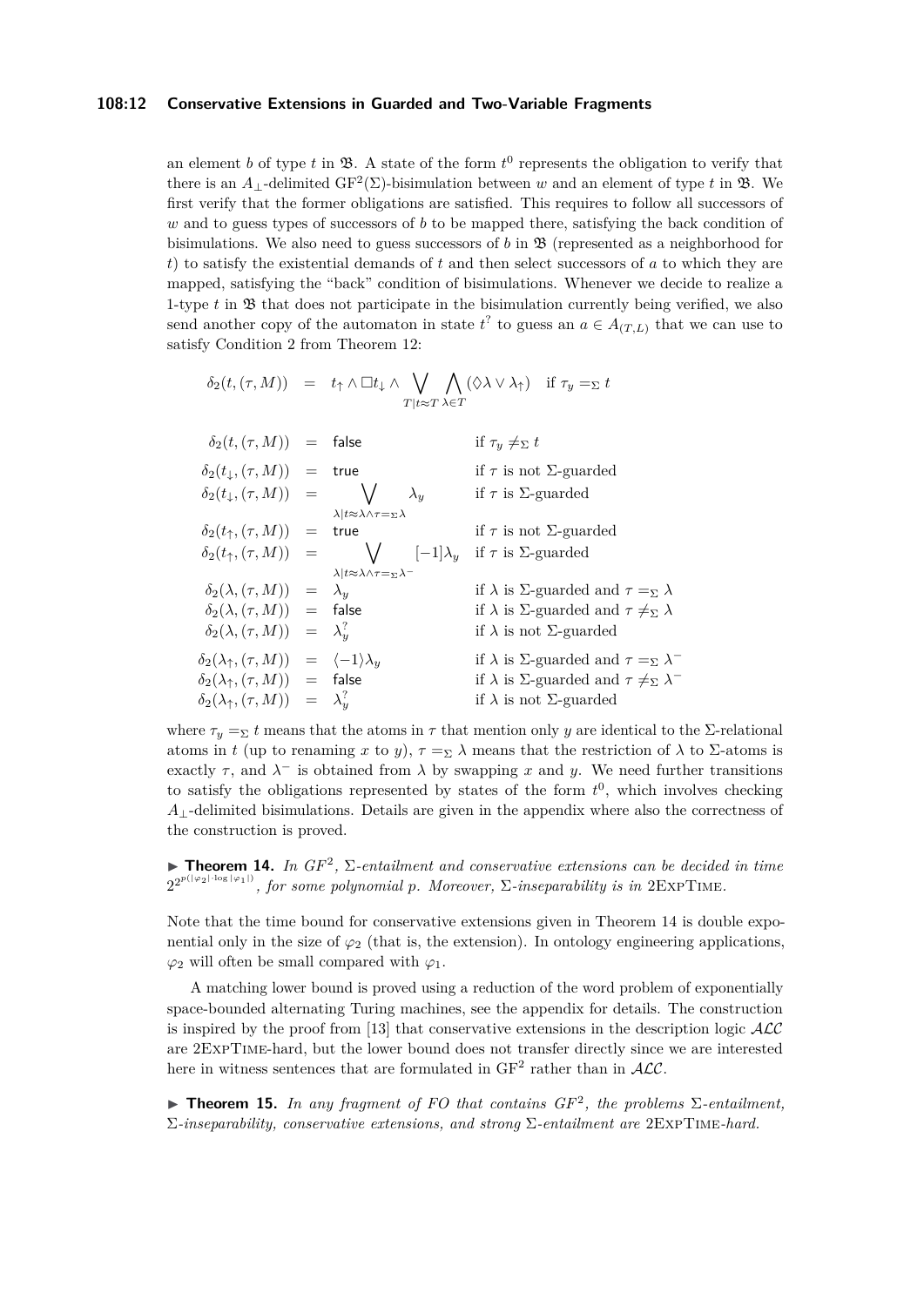an element $b$ of type $t$ in $\mathfrak{B}$. A state of the form $t^0$ represents the obligation to verify that there is an $A_\bot$-delimited $\mathrm{GF}^2(\Sigma)$-bisimulation between $w$ and an element of type $t$ in $\mathfrak{B}$. We first verify that the former obligations are satisfied. This requires to follow all successors of $w$ and to guess types of successors of $b$ to be mapped there, satisfying the back condition of bisimulations. We also need to guess successors of $b$ in $\mathfrak{B}$ (represented as a neighborhood for $t$) to satisfy the existential demands of $t$ and then select successors of $a$ to which they are mapped, satisfying the "back" condition of bisimulations. Whenever we decide to realize a 1-type $t$ in $\mathfrak{B}$ that does not participate in the bisimulation currently being verified, we also send another copy of the automaton in state $t^?$ to guess an $a \in A_{(T,L)}$ that we can use to satisfy Condition 2 from Theorem 12:

$$\delta_2(t,(\tau,M)) \;=\; t_\uparrow \wedge \Box t_\downarrow \wedge \bigvee_{T \mid t \approx T} \bigwedge_{\lambda \in T} (\Diamond \lambda \vee \lambda_\uparrow) \quad \text{if } \tau_y =_\Sigma t$$

$$\begin{array}{rcll}
\delta_2(t,(\tau,M)) & = & \mathsf{false} & \text{if } \tau_y \neq_\Sigma t \\
\delta_2(t_\downarrow,(\tau,M)) & = & \mathsf{true} & \text{if } \tau \text{ is not } \Sigma\text{-guarded} \\
\delta_2(t_\downarrow,(\tau,M)) & = & \displaystyle\bigvee_{\lambda \mid t \approx \lambda \wedge \tau =_\Sigma \lambda} \lambda_y & \text{if } \tau \text{ is } \Sigma\text{-guarded} \\
\delta_2(t_\uparrow,(\tau,M)) & = & \mathsf{true} & \text{if } \tau \text{ is not } \Sigma\text{-guarded} \\
\delta_2(t_\uparrow,(\tau,M)) & = & \displaystyle\bigvee_{\lambda \mid t \approx \lambda \wedge \tau =_\Sigma \lambda^-} [-1]\lambda_y & \text{if } \tau \text{ is } \Sigma\text{-guarded} \\
\delta_2(\lambda,(\tau,M)) & = & \lambda_y & \text{if } \lambda \text{ is } \Sigma\text{-guarded and } \tau =_\Sigma \lambda \\
\delta_2(\lambda,(\tau,M)) & = & \mathsf{false} & \text{if } \lambda \text{ is } \Sigma\text{-guarded and } \tau \neq_\Sigma \lambda \\
\delta_2(\lambda,(\tau,M)) & = & \lambda_y^? & \text{if } \lambda \text{ is not } \Sigma\text{-guarded} \\
\delta_2(\lambda_\uparrow,(\tau,M)) & = & \langle -1 \rangle \lambda_y & \text{if } \lambda \text{ is } \Sigma\text{-guarded and } \tau =_\Sigma \lambda^- \\
\delta_2(\lambda_\uparrow,(\tau,M)) & = & \mathsf{false} & \text{if } \lambda \text{ is } \Sigma\text{-guarded and } \tau \neq_\Sigma \lambda^- \\
\delta_2(\lambda_\uparrow,(\tau,M)) & = & \lambda_y^? & \text{if } \lambda \text{ is not } \Sigma\text{-guarded}
\end{array}$$

where $\tau_y =_\Sigma t$ means that the atoms in $\tau$ that mention only $y$ are identical to the $\Sigma$-relational atoms in $t$ (up to renaming $x$ to $y$), $\tau =_\Sigma \lambda$ means that the restriction of $\lambda$ to $\Sigma$-atoms is exactly $\tau$, and $\lambda^-$ is obtained from $\lambda$ by swapping $x$ and $y$. We need further transitions to satisfy the obligations represented by states of the form $t^0$, which involves checking $A_\bot$-delimited bisimulations. Details are given in the appendix where also the correctness of the construction is proved.

▶ **Theorem 14.** *In $GF^2$, $\Sigma$-entailment and conservative extensions can be decided in time $2^{2^{p(|\varphi_2| \cdot \log |\varphi_1|)}}$, for some polynomial $p$. Moreover, $\Sigma$-inseparability is in* 2ExpTime.

Note that the time bound for conservative extensions given in Theorem 14 is double exponential only in the size of $\varphi_2$ (that is, the extension). In ontology engineering applications, $\varphi_2$ will often be small compared with $\varphi_1$.

A matching lower bound is proved using a reduction of the word problem of exponentially space-bounded alternating Turing machines, see the appendix for details. The construction is inspired by the proof from [13] that conservative extensions in the description logic $\mathcal{ALC}$ are 2ExpTime-hard, but the lower bound does not transfer directly since we are interested here in witness sentences that are formulated in $\mathrm{GF}^2$ rather than in $\mathcal{ALC}$.

▶ **Theorem 15.** *In any fragment of FO that contains $GF^2$, the problems $\Sigma$-entailment, $\Sigma$-inseparability, conservative extensions, and strong $\Sigma$-entailment are* 2ExpTime*-hard.*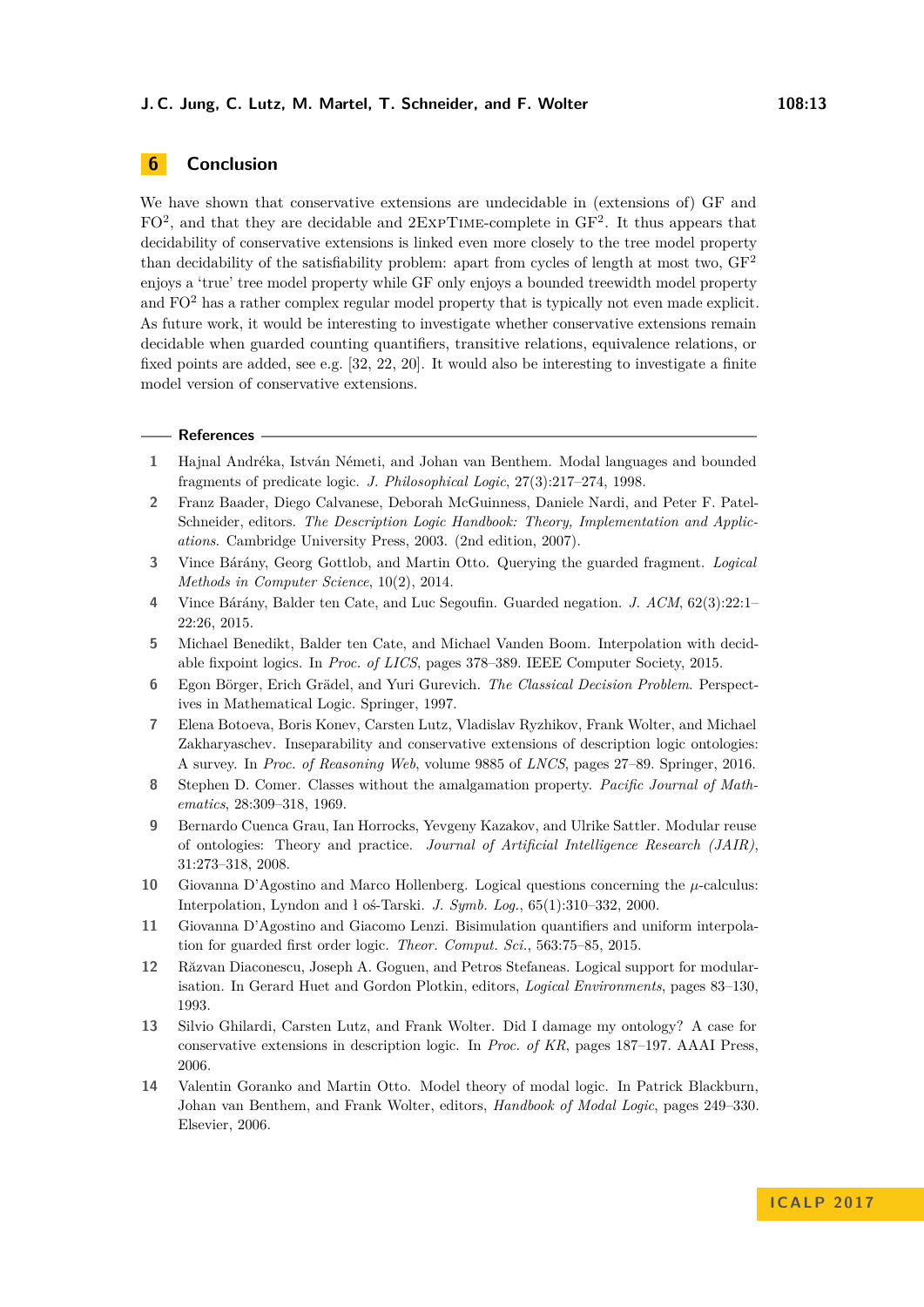## 6 Conclusion

We have shown that conservative extensions are undecidable in (extensions of) GF and $FO^2$, and that they are decidable and 2ExpTime-complete in $GF^2$. It thus appears that decidability of conservative extensions is linked even more closely to the tree model property than decidability of the satisfiability problem: apart from cycles of length at most two, $GF^2$ enjoys a 'true' tree model property while GF only enjoys a bounded treewidth model property and $FO^2$ has a rather complex regular model property that is typically not even made explicit. As future work, it would be interesting to investigate whether conservative extensions remain decidable when guarded counting quantifiers, transitive relations, equivalence relations, or fixed points are added, see e.g. [32, 22, 20]. It would also be interesting to investigate a finite model version of conservative extensions.

## References

1. Hajnal Andréka, István Németi, and Johan van Benthem. Modal languages and bounded fragments of predicate logic. *J. Philosophical Logic*, 27(3):217–274, 1998.
2. Franz Baader, Diego Calvanese, Deborah McGuinness, Daniele Nardi, and Peter F. Patel-Schneider, editors. *The Description Logic Handbook: Theory, Implementation and Applications*. Cambridge University Press, 2003. (2nd edition, 2007).
3. Vince Bárány, Georg Gottlob, and Martin Otto. Querying the guarded fragment. *Logical Methods in Computer Science*, 10(2), 2014.
4. Vince Bárány, Balder ten Cate, and Luc Segoufin. Guarded negation. *J. ACM*, 62(3):22:1–22:26, 2015.
5. Michael Benedikt, Balder ten Cate, and Michael Vanden Boom. Interpolation with decidable fixpoint logics. In *Proc. of LICS*, pages 378–389. IEEE Computer Society, 2015.
6. Egon Börger, Erich Grädel, and Yuri Gurevich. *The Classical Decision Problem*. Perspectives in Mathematical Logic. Springer, 1997.
7. Elena Botoeva, Boris Konev, Carsten Lutz, Vladislav Ryzhikov, Frank Wolter, and Michael Zakharyaschev. Inseparability and conservative extensions of description logic ontologies: A survey. In *Proc. of Reasoning Web*, volume 9885 of *LNCS*, pages 27–89. Springer, 2016.
8. Stephen D. Comer. Classes without the amalgamation property. *Pacific Journal of Mathematics*, 28:309–318, 1969.
9. Bernardo Cuenca Grau, Ian Horrocks, Yevgeny Kazakov, and Ulrike Sattler. Modular reuse of ontologies: Theory and practice. *Journal of Artificial Intelligence Research (JAIR)*, 31:273–318, 2008.
10. Giovanna D'Agostino and Marco Hollenberg. Logical questions concerning the $\mu$-calculus: Interpolation, Lyndon and ł oś-Tarski. *J. Symb. Log.*, 65(1):310–332, 2000.
11. Giovanna D'Agostino and Giacomo Lenzi. Bisimulation quantifiers and uniform interpolation for guarded first order logic. *Theor. Comput. Sci.*, 563:75–85, 2015.
12. Răzvan Diaconescu, Joseph A. Goguen, and Petros Stefaneas. Logical support for modularisation. In Gerard Huet and Gordon Plotkin, editors, *Logical Environments*, pages 83–130, 1993.
13. Silvio Ghilardi, Carsten Lutz, and Frank Wolter. Did I damage my ontology? A case for conservative extensions in description logic. In *Proc. of KR*, pages 187–197. AAAI Press, 2006.
14. Valentin Goranko and Martin Otto. Model theory of modal logic. In Patrick Blackburn, Johan van Benthem, and Frank Wolter, editors, *Handbook of Modal Logic*, pages 249–330. Elsevier, 2006.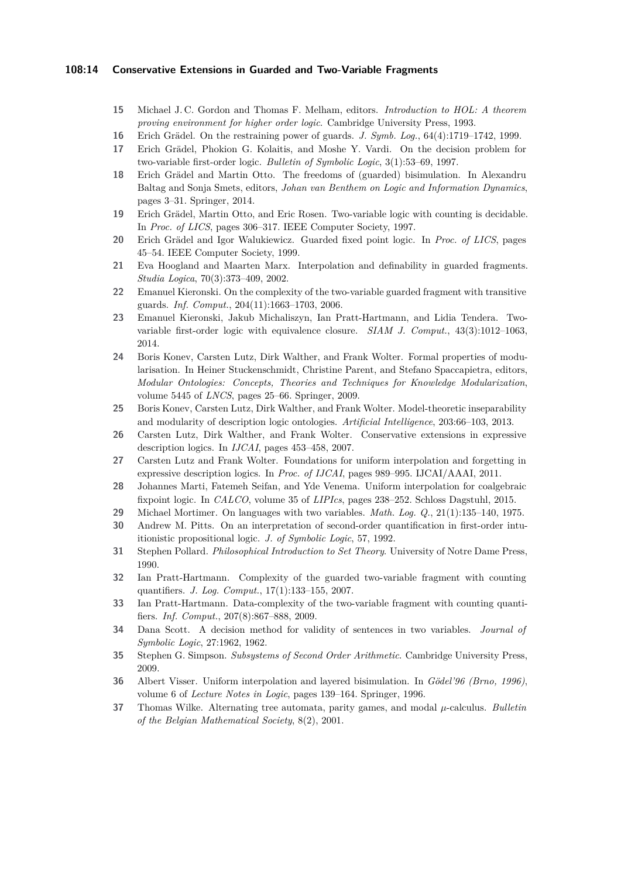15 Michael J. C. Gordon and Thomas F. Melham, editors. *Introduction to HOL: A theorem proving environment for higher order logic*. Cambridge University Press, 1993.

16 Erich Grädel. On the restraining power of guards. *J. Symb. Log.*, 64(4):1719–1742, 1999.

17 Erich Grädel, Phokion G. Kolaitis, and Moshe Y. Vardi. On the decision problem for two-variable first-order logic. *Bulletin of Symbolic Logic*, 3(1):53–69, 1997.

18 Erich Grädel and Martin Otto. The freedoms of (guarded) bisimulation. In Alexandru Baltag and Sonja Smets, editors, *Johan van Benthem on Logic and Information Dynamics*, pages 3–31. Springer, 2014.

19 Erich Grädel, Martin Otto, and Eric Rosen. Two-variable logic with counting is decidable. In *Proc. of LICS*, pages 306–317. IEEE Computer Society, 1997.

20 Erich Grädel and Igor Walukiewicz. Guarded fixed point logic. In *Proc. of LICS*, pages 45–54. IEEE Computer Society, 1999.

21 Eva Hoogland and Maarten Marx. Interpolation and definability in guarded fragments. *Studia Logica*, 70(3):373–409, 2002.

22 Emanuel Kieronski. On the complexity of the two-variable guarded fragment with transitive guards. *Inf. Comput.*, 204(11):1663–1703, 2006.

23 Emanuel Kieronski, Jakub Michaliszyn, Ian Pratt-Hartmann, and Lidia Tendera. Two-variable first-order logic with equivalence closure. *SIAM J. Comput.*, 43(3):1012–1063, 2014.

24 Boris Konev, Carsten Lutz, Dirk Walther, and Frank Wolter. Formal properties of modularisation. In Heiner Stuckenschmidt, Christine Parent, and Stefano Spaccapietra, editors, *Modular Ontologies: Concepts, Theories and Techniques for Knowledge Modularization*, volume 5445 of *LNCS*, pages 25–66. Springer, 2009.

25 Boris Konev, Carsten Lutz, Dirk Walther, and Frank Wolter. Model-theoretic inseparability and modularity of description logic ontologies. *Artificial Intelligence*, 203:66–103, 2013.

26 Carsten Lutz, Dirk Walther, and Frank Wolter. Conservative extensions in expressive description logics. In *IJCAI*, pages 453–458, 2007.

27 Carsten Lutz and Frank Wolter. Foundations for uniform interpolation and forgetting in expressive description logics. In *Proc. of IJCAI*, pages 989–995. IJCAI/AAAI, 2011.

28 Johannes Marti, Fatemeh Seifan, and Yde Venema. Uniform interpolation for coalgebraic fixpoint logic. In *CALCO*, volume 35 of *LIPIcs*, pages 238–252. Schloss Dagstuhl, 2015.

29 Michael Mortimer. On languages with two variables. *Math. Log. Q.*, 21(1):135–140, 1975.

30 Andrew M. Pitts. On an interpretation of second-order quantification in first-order intuitionistic propositional logic. *J. of Symbolic Logic*, 57, 1992.

31 Stephen Pollard. *Philosophical Introduction to Set Theory*. University of Notre Dame Press, 1990.

32 Ian Pratt-Hartmann. Complexity of the guarded two-variable fragment with counting quantifiers. *J. Log. Comput.*, 17(1):133–155, 2007.

33 Ian Pratt-Hartmann. Data-complexity of the two-variable fragment with counting quantifiers. *Inf. Comput.*, 207(8):867–888, 2009.

34 Dana Scott. A decision method for validity of sentences in two variables. *Journal of Symbolic Logic*, 27:1962, 1962.

35 Stephen G. Simpson. *Subsystems of Second Order Arithmetic*. Cambridge University Press, 2009.

36 Albert Visser. Uniform interpolation and layered bisimulation. In *Gödel'96 (Brno, 1996)*, volume 6 of *Lecture Notes in Logic*, pages 139–164. Springer, 1996.

37 Thomas Wilke. Alternating tree automata, parity games, and modal $\mu$-calculus. *Bulletin of the Belgian Mathematical Society*, 8(2), 2001.